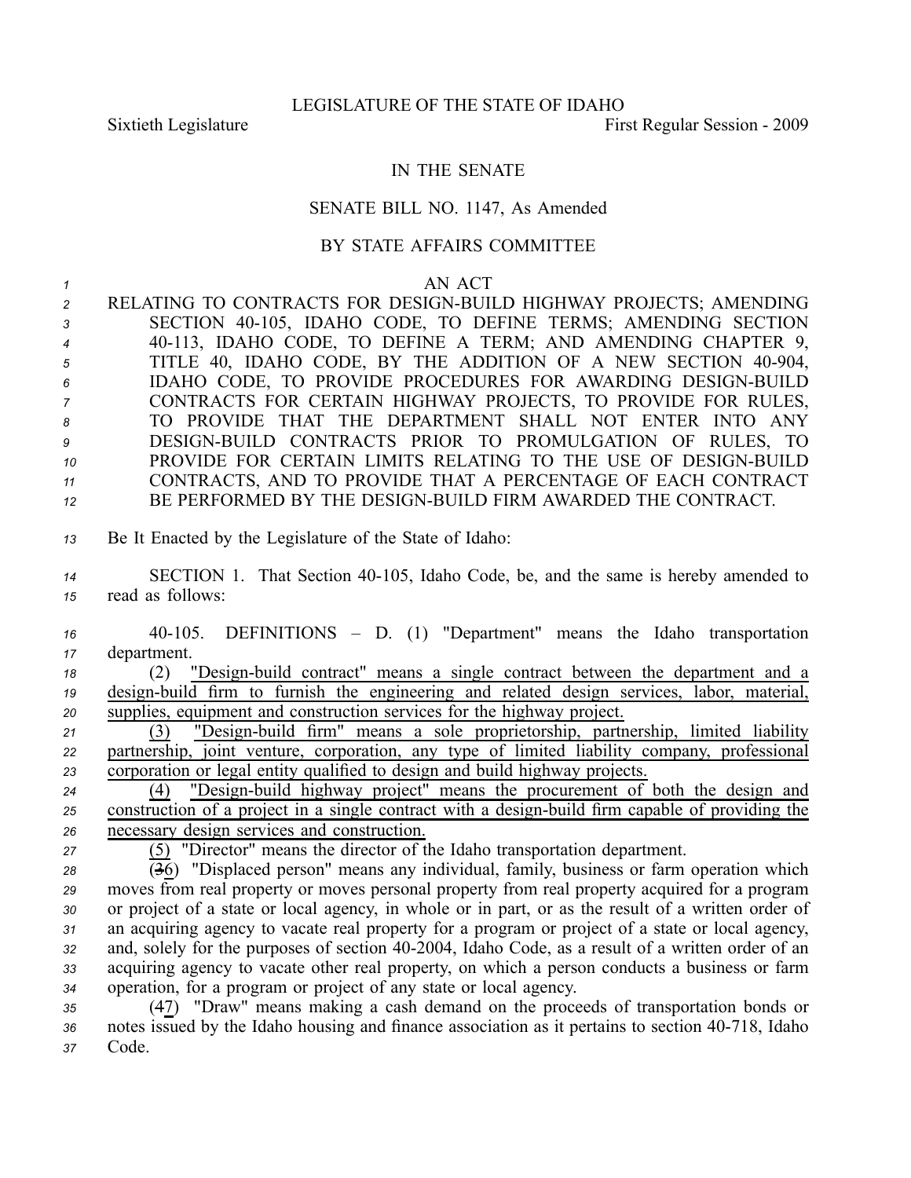LEGISLATURE OF THE STATE OF IDAHO

Sixtieth Legislature First Regular Session - 2009

IN THE SENATE

SENATE BILL NO. 1147, As Amended

BY STATE AFFAIRS COMMITTEE

AN ACT

RELATING TO CONTRACTS FOR DESIGN-BUILD HIGHWAY PROJECTS; AMENDING SECTION 40-105, IDAHO CODE, TO DEFINE TERMS; AMENDING SECTION 40-113, IDAHO CODE, TO DEFINE A TERM; AND AMENDING CHAPTER 9, TITLE 40, IDAHO CODE, BY THE ADDITION OF A NEW SECTION 40-904, IDAHO CODE, TO PROVIDE PROCEDURES FOR AWARDING DESIGN-BUILD CONTRACTS FOR CERTAIN HIGHWAY PROJECTS, TO PROVIDE FOR RULES, TO PROVIDE THAT THE DEPARTMENT SHALL NOT ENTER INTO ANY DESIGN-BUILD CONTRACTS PRIOR TO PROMULGATION OF RULES, TO PROVIDE FOR CERTAIN LIMITS RELATING TO THE USE OF DESIGN-BUILD CONTRACTS, AND TO PROVIDE THAT A PERCENTAGE OF EACH CONTRACT BE PERFORMED BY THE DESIGN-BUILD FIRM AWARDED THE CONTRACT.

Be It Enacted by the Legislature of the State of Idaho:

SECTION 1. That Section 40-105, Idaho Code, be, and the same is hereby amended to read as follows:

40-105. DEFINITIONS – D. (1) "Department" means the Idaho transportation department.

(2) "Design-build contract" means a single contract between the department and a design-build firm to furnish the engineering and related design services, labor, material, supplies, equipment and construction services for the highway project.

(3) "Design-build firm" means a sole proprietorship, partnership, limited liability partnership, joint venture, corporation, any type of limited liability company, professional corporation or legal entity qualified to design and build highway projects.

(4) "Design-build highway project" means the procurement of both the design and construction of a project in a single contract with a design-build firm capable of providing the necessary design services and construction.

(5) "Director" means the director of the Idaho transportation department.

(~~3~~6) "Displaced person" means any individual, family, business or farm operation which moves from real property or moves personal property from real property acquired for a program or project of a state or local agency, in whole or in part, or as the result of a written order of an acquiring agency to vacate real property for a program or project of a state or local agency, and, solely for the purposes of section 40-2004, Idaho Code, as a result of a written order of an acquiring agency to vacate other real property, on which a person conducts a business or farm operation, for a program or project of any state or local agency.

(~~4~~7) "Draw" means making a cash demand on the proceeds of transportation bonds or notes issued by the Idaho housing and finance association as it pertains to section 40-718, Idaho Code.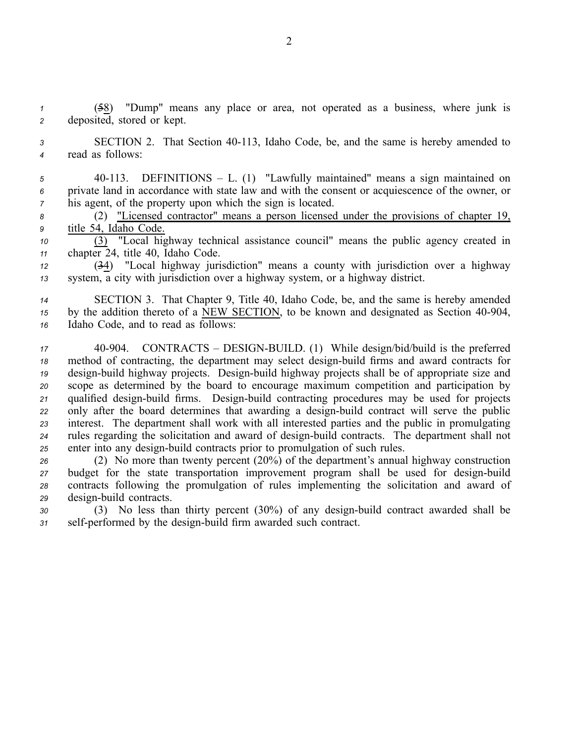(~~5~~8) "Dump" means any place or area, not operated as a business, where junk is deposited, stored or kept.

SECTION 2. That Section 40-113, Idaho Code, be, and the same is hereby amended to read as follows:

40-113. DEFINITIONS – L. (1) "Lawfully maintained" means a sign maintained on private land in accordance with state law and with the consent or acquiescence of the owner, or his agent, of the property upon which the sign is located.

(2) <u>"Licensed contractor" means a person licensed under the provisions of chapter 19, title 54, Idaho Code.</u>

<u>(3)</u> "Local highway technical assistance council" means the public agency created in chapter 24, title 40, Idaho Code.

(~~3~~<u>4</u>) "Local highway jurisdiction" means a county with jurisdiction over a highway system, a city with jurisdiction over a highway system, or a highway district.

SECTION 3. That Chapter 9, Title 40, Idaho Code, be, and the same is hereby amended by the addition thereto of a <u>NEW SECTION</u>, to be known and designated as Section 40-904, Idaho Code, and to read as follows:

40-904. CONTRACTS – DESIGN-BUILD. (1) While design/bid/build is the preferred method of contracting, the department may select design-build firms and award contracts for design-build highway projects. Design-build highway projects shall be of appropriate size and scope as determined by the board to encourage maximum competition and participation by qualified design-build firms. Design-build contracting procedures may be used for projects only after the board determines that awarding a design-build contract will serve the public interest. The department shall work with all interested parties and the public in promulgating rules regarding the solicitation and award of design-build contracts. The department shall not enter into any design-build contracts prior to promulgation of such rules.

(2) No more than twenty percent (20%) of the department's annual highway construction budget for the state transportation improvement program shall be used for design-build contracts following the promulgation of rules implementing the solicitation and award of design-build contracts.

(3) No less than thirty percent (30%) of any design-build contract awarded shall be self-performed by the design-build firm awarded such contract.